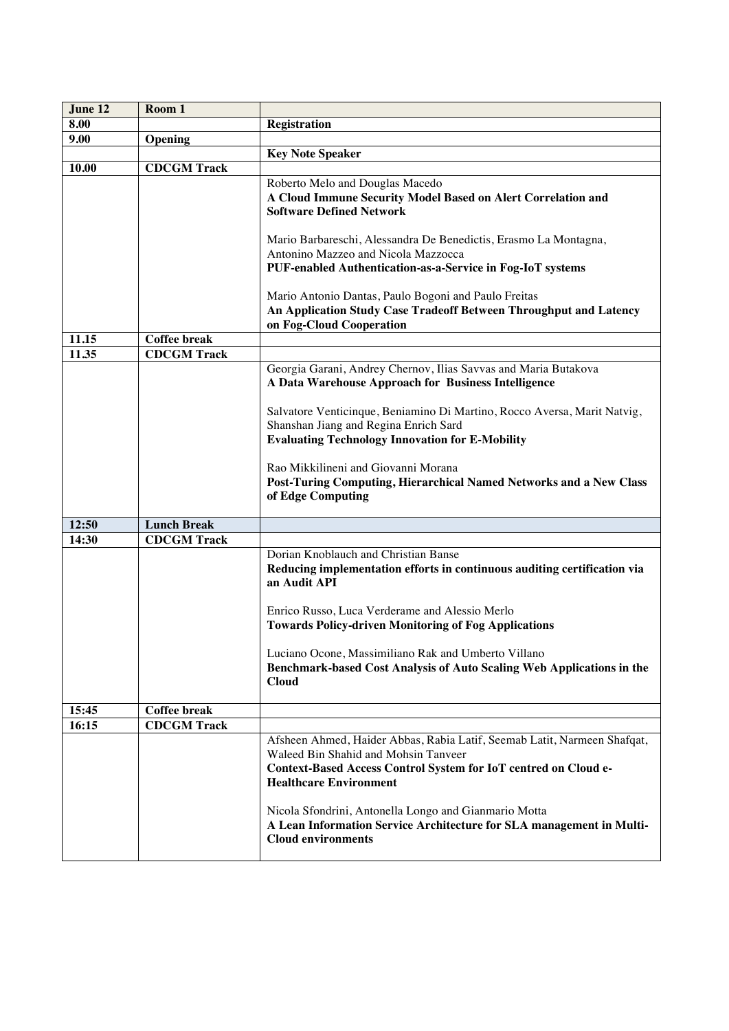| June 12 | Room 1 | |
|---|---|---|
| 8.00 | | **Registration** |
| 9.00 | **Opening** | |
| | | **Key Note Speaker** |
| 10.00 | **CDCGM Track** | |
| | | Roberto Melo and Douglas Macedo<br>**A Cloud Immune Security Model Based on Alert Correlation and Software Defined Network**<br><br>Mario Barbareschi, Alessandra De Benedictis, Erasmo La Montagna, Antonino Mazzeo and Nicola Mazzocca<br>**PUF-enabled Authentication-as-a-Service in Fog-IoT systems**<br><br>Mario Antonio Dantas, Paulo Bogoni and Paulo Freitas<br>**An Application Study Case Tradeoff Between Throughput and Latency on Fog-Cloud Cooperation** |
| 11.15 | **Coffee break** | |
| 11.35 | **CDCGM Track** | |
| | | Georgia Garani, Andrey Chernov, Ilias Savvas and Maria Butakova<br>**A Data Warehouse Approach for Business Intelligence**<br><br>Salvatore Venticinque, Beniamino Di Martino, Rocco Aversa, Marit Natvig, Shanshan Jiang and Regina Enrich Sard<br>**Evaluating Technology Innovation for E-Mobility**<br><br>Rao Mikkilineni and Giovanni Morana<br>**Post-Turing Computing, Hierarchical Named Networks and a New Class of Edge Computing** |
| 12:50 | **Lunch Break** | |
| 14:30 | **CDCGM Track** | |
| | | Dorian Knoblauch and Christian Banse<br>**Reducing implementation efforts in continuous auditing certification via an Audit API**<br><br>Enrico Russo, Luca Verderame and Alessio Merlo<br>**Towards Policy-driven Monitoring of Fog Applications**<br><br>Luciano Ocone, Massimiliano Rak and Umberto Villano<br>**Benchmark-based Cost Analysis of Auto Scaling Web Applications in the Cloud** |
| 15:45 | **Coffee break** | |
| 16:15 | **CDCGM Track** | |
| | | Afsheen Ahmed, Haider Abbas, Rabia Latif, Seemab Latit, Narmeen Shafqat, Waleed Bin Shahid and Mohsin Tanveer<br>**Context-Based Access Control System for IoT centred on Cloud e-Healthcare Environment**<br><br>Nicola Sfondrini, Antonella Longo and Gianmario Motta<br>**A Lean Information Service Architecture for SLA management in Multi-Cloud environments** |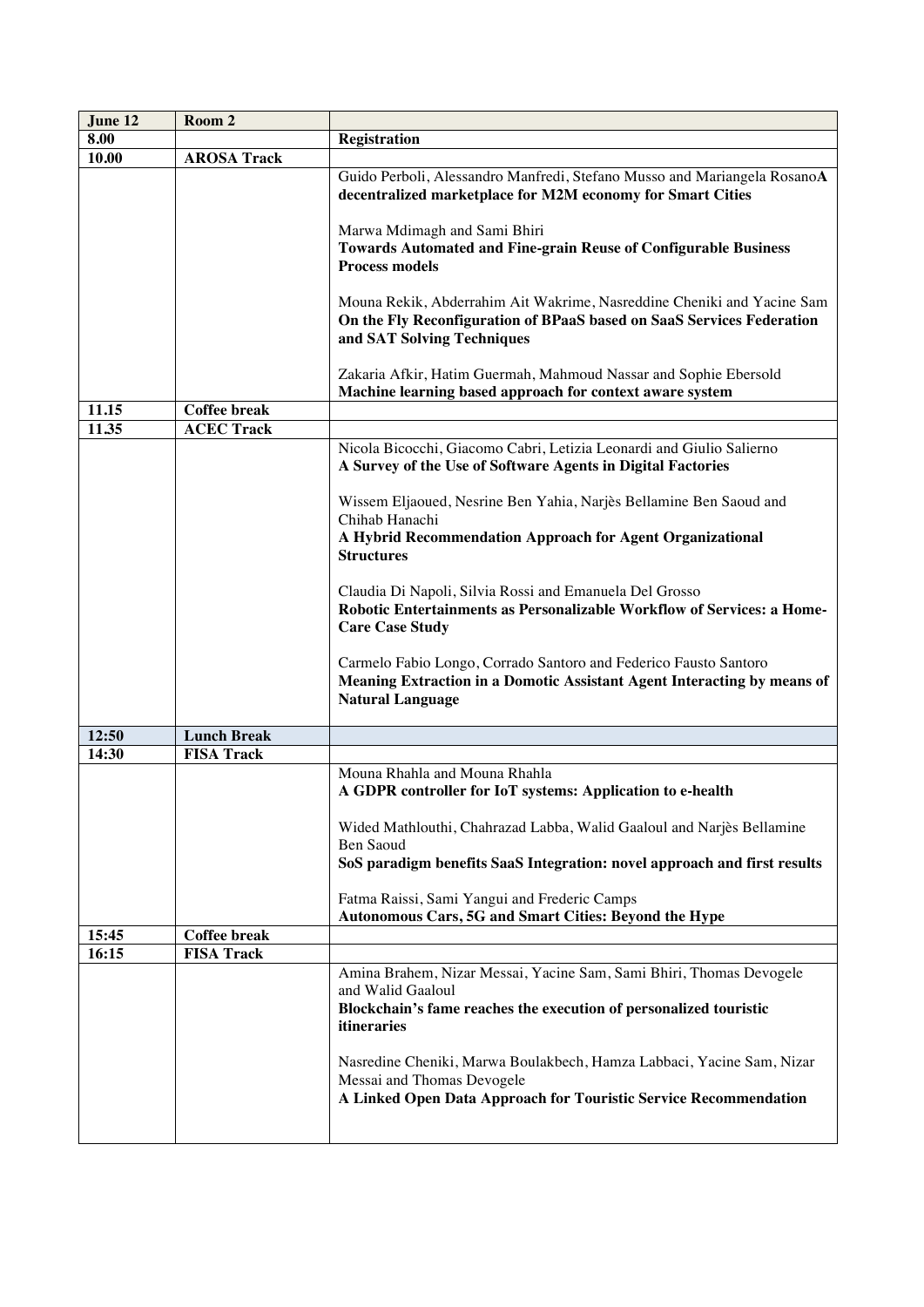| June 12 | Room 2 | |
|---|---|---|
| 8.00 | | **Registration** |
| 10.00 | **AROSA Track** | |
| | | Guido Perboli, Alessandro Manfredi, Stefano Musso and Mariangela Rosano**A decentralized marketplace for M2M economy for Smart Cities**<br><br>Marwa Mdimagh and Sami Bhiri<br>**Towards Automated and Fine-grain Reuse of Configurable Business Process models**<br><br>Mouna Rekik, Abderrahim Ait Wakrime, Nasreddine Cheniki and Yacine Sam<br>**On the Fly Reconfiguration of BPaaS based on SaaS Services Federation and SAT Solving Techniques**<br><br>Zakaria Afkir, Hatim Guermah, Mahmoud Nassar and Sophie Ebersold<br>**Machine learning based approach for context aware system** |
| 11.15 | **Coffee break** | |
| 11.35 | **ACEC Track** | |
| | | Nicola Bicocchi, Giacomo Cabri, Letizia Leonardi and Giulio Salierno<br>**A Survey of the Use of Software Agents in Digital Factories**<br><br>Wissem Eljaoued, Nesrine Ben Yahia, Narjès Bellamine Ben Saoud and Chihab Hanachi<br>**A Hybrid Recommendation Approach for Agent Organizational Structures**<br><br>Claudia Di Napoli, Silvia Rossi and Emanuela Del Grosso<br>**Robotic Entertainments as Personalizable Workflow of Services: a Home-Care Case Study**<br><br>Carmelo Fabio Longo, Corrado Santoro and Federico Fausto Santoro<br>**Meaning Extraction in a Domotic Assistant Agent Interacting by means of Natural Language** |
| 12:50 | **Lunch Break** | |
| 14:30 | **FISA Track** | |
| | | Mouna Rhahla and Mouna Rhahla<br>**A GDPR controller for IoT systems: Application to e-health**<br><br>Wided Mathlouthi, Chahrazad Labba, Walid Gaaloul and Narjès Bellamine Ben Saoud<br>**SoS paradigm benefits SaaS Integration: novel approach and first results**<br><br>Fatma Raissi, Sami Yangui and Frederic Camps<br>**Autonomous Cars, 5G and Smart Cities: Beyond the Hype** |
| 15:45 | **Coffee break** | |
| 16:15 | **FISA Track** | |
| | | Amina Brahem, Nizar Messai, Yacine Sam, Sami Bhiri, Thomas Devogele and Walid Gaaloul<br>**Blockchain's fame reaches the execution of personalized touristic itineraries**<br><br>Nasredine Cheniki, Marwa Boulakbech, Hamza Labbaci, Yacine Sam, Nizar Messai and Thomas Devogele<br>**A Linked Open Data Approach for Touristic Service Recommendation** |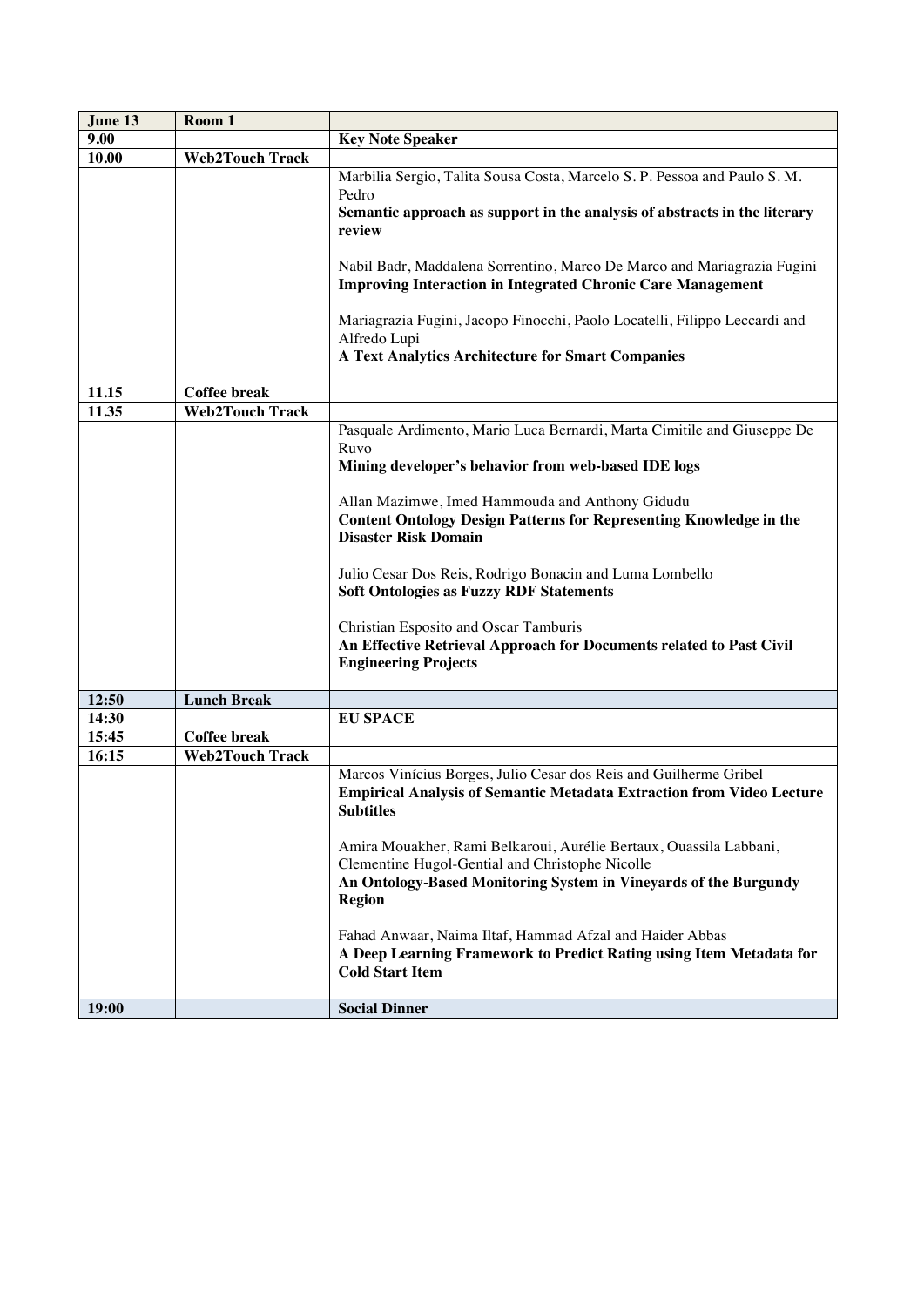| June 13 | Room 1 | |
|---|---|---|
| 9.00 | | **Key Note Speaker** |
| 10.00 | **Web2Touch Track** | |
| | | Marbilia Sergio, Talita Sousa Costa, Marcelo S. P. Pessoa and Paulo S. M. Pedro<br>**Semantic approach as support in the analysis of abstracts in the literary review**<br><br>Nabil Badr, Maddalena Sorrentino, Marco De Marco and Mariagrazia Fugini<br>**Improving Interaction in Integrated Chronic Care Management**<br><br>Mariagrazia Fugini, Jacopo Finocchi, Paolo Locatelli, Filippo Leccardi and Alfredo Lupi<br>**A Text Analytics Architecture for Smart Companies** |
| 11.15 | **Coffee break** | |
| 11.35 | **Web2Touch Track** | |
| | | Pasquale Ardimento, Mario Luca Bernardi, Marta Cimitile and Giuseppe De Ruvo<br>**Mining developer's behavior from web-based IDE logs**<br><br>Allan Mazimwe, Imed Hammouda and Anthony Gidudu<br>**Content Ontology Design Patterns for Representing Knowledge in the Disaster Risk Domain**<br><br>Julio Cesar Dos Reis, Rodrigo Bonacin and Luma Lombello<br>**Soft Ontologies as Fuzzy RDF Statements**<br><br>Christian Esposito and Oscar Tamburis<br>**An Effective Retrieval Approach for Documents related to Past Civil Engineering Projects** |
| 12:50 | **Lunch Break** | |
| 14:30 | | **EU SPACE** |
| 15:45 | **Coffee break** | |
| 16:15 | **Web2Touch Track** | |
| | | Marcos Vinícius Borges, Julio Cesar dos Reis and Guilherme Gribel<br>**Empirical Analysis of Semantic Metadata Extraction from Video Lecture Subtitles**<br><br>Amira Mouakher, Rami Belkaroui, Aurélie Bertaux, Ouassila Labbani, Clementine Hugol-Gential and Christophe Nicolle<br>**An Ontology-Based Monitoring System in Vineyards of the Burgundy Region**<br><br>Fahad Anwaar, Naima Iltaf, Hammad Afzal and Haider Abbas<br>**A Deep Learning Framework to Predict Rating using Item Metadata for Cold Start Item** |
| 19:00 | | **Social Dinner** |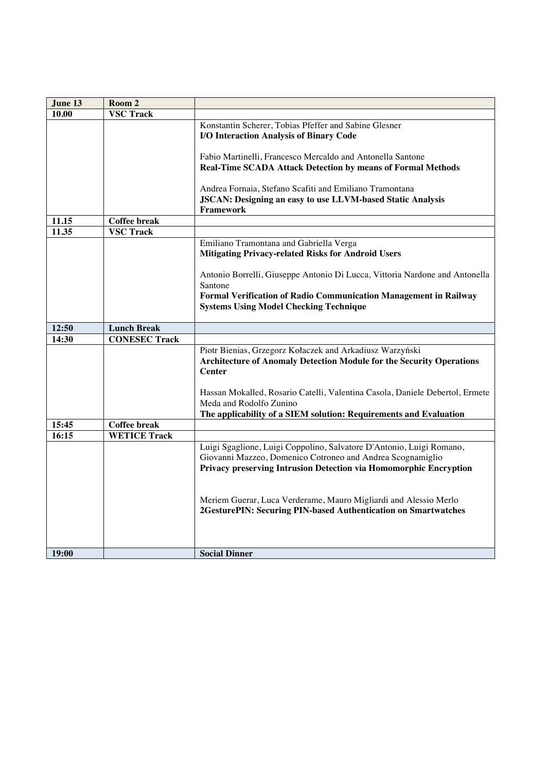| June 13 | Room 2 | |
|---|---|---|
| 10.00 | VSC Track | |
| | | Konstantin Scherer, Tobias Pfeffer and Sabine Glesner<br>**I/O Interaction Analysis of Binary Code**<br><br>Fabio Martinelli, Francesco Mercaldo and Antonella Santone<br>**Real-Time SCADA Attack Detection by means of Formal Methods**<br><br>Andrea Fornaia, Stefano Scafiti and Emiliano Tramontana<br>**JSCAN: Designing an easy to use LLVM-based Static Analysis Framework** |
| 11.15 | Coffee break | |
| 11.35 | VSC Track | |
| | | Emiliano Tramontana and Gabriella Verga<br>**Mitigating Privacy-related Risks for Android Users**<br><br>Antonio Borrelli, Giuseppe Antonio Di Lucca, Vittoria Nardone and Antonella Santone<br>**Formal Verification of Radio Communication Management in Railway Systems Using Model Checking Technique** |
| 12:50 | Lunch Break | |
| 14:30 | CONESEC Track | |
| | | Piotr Bienias, Grzegorz Kołaczek and Arkadiusz Warzyński<br>**Architecture of Anomaly Detection Module for the Security Operations Center**<br><br>Hassan Mokalled, Rosario Catelli, Valentina Casola, Daniele Debertol, Ermete Meda and Rodolfo Zunino<br>**The applicability of a SIEM solution: Requirements and Evaluation** |
| 15:45 | Coffee break | |
| 16:15 | WETICE Track | |
| | | Luigi Sgaglione, Luigi Coppolino, Salvatore D'Antonio, Luigi Romano, Giovanni Mazzeo, Domenico Cotroneo and Andrea Scognamiglio<br>**Privacy preserving Intrusion Detection via Homomorphic Encryption**<br><br>Meriem Guerar, Luca Verderame, Mauro Migliardi and Alessio Merlo<br>**2GesturePIN: Securing PIN-based Authentication on Smartwatches** |
| 19:00 | | **Social Dinner** |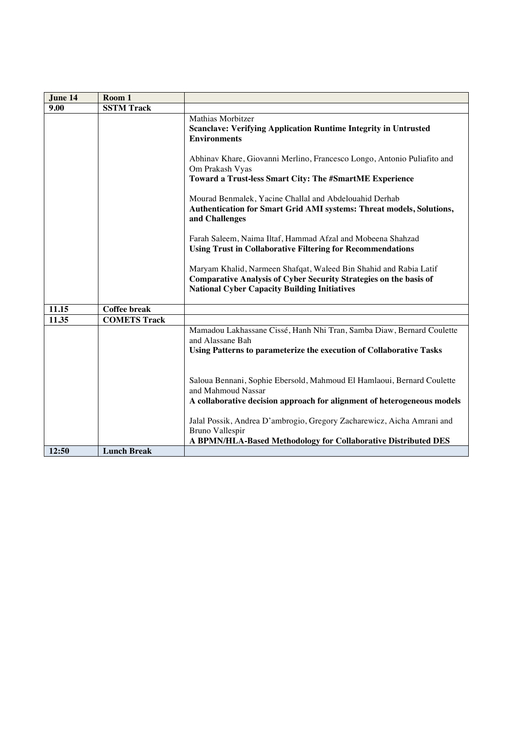| June 14 | Room 1 | |
|---|---|---|
| 9.00 | SSTM Track | |
| | | Mathias Morbitzer<br>**Scanclave: Verifying Application Runtime Integrity in Untrusted Environments**<br><br>Abhinav Khare, Giovanni Merlino, Francesco Longo, Antonio Puliafito and Om Prakash Vyas<br>**Toward a Trust-less Smart City: The #SmartME Experience**<br><br>Mourad Benmalek, Yacine Challal and Abdelouahid Derhab<br>**Authentication for Smart Grid AMI systems: Threat models, Solutions, and Challenges**<br><br>Farah Saleem, Naima Iltaf, Hammad Afzal and Mobeena Shahzad<br>**Using Trust in Collaborative Filtering for Recommendations**<br><br>Maryam Khalid, Narmeen Shafqat, Waleed Bin Shahid and Rabia Latif<br>**Comparative Analysis of Cyber Security Strategies on the basis of National Cyber Capacity Building Initiatives** |
| 11.15 | Coffee break | |
| 11.35 | COMETS Track | |
| | | Mamadou Lakhassane Cissé, Hanh Nhi Tran, Samba Diaw, Bernard Coulette and Alassane Bah<br>**Using Patterns to parameterize the execution of Collaborative Tasks**<br><br>Saloua Bennani, Sophie Ebersold, Mahmoud El Hamlaoui, Bernard Coulette and Mahmoud Nassar<br>**A collaborative decision approach for alignment of heterogeneous models**<br><br>Jalal Possik, Andrea D'ambrogio, Gregory Zacharewicz, Aicha Amrani and Bruno Vallespir<br>**A BPMN/HLA-Based Methodology for Collaborative Distributed DES** |
| 12:50 | Lunch Break | |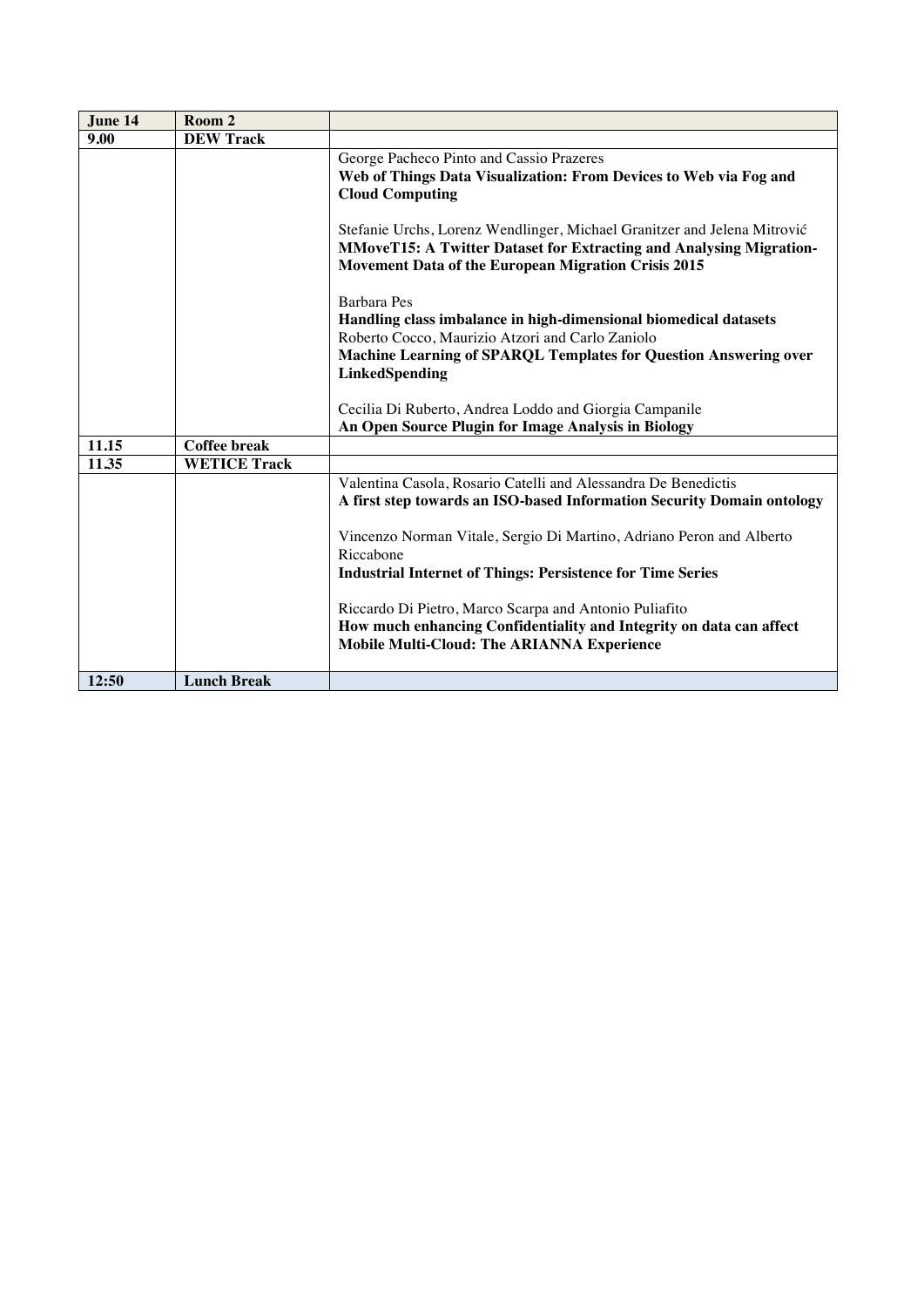| June 14 | Room 2 | |
|---|---|---|
| 9.00 | DEW Track | |
| | | George Pacheco Pinto and Cassio Prazeres<br>**Web of Things Data Visualization: From Devices to Web via Fog and Cloud Computing**<br><br>Stefanie Urchs, Lorenz Wendlinger, Michael Granitzer and Jelena Mitrović<br>**MMoveT15: A Twitter Dataset for Extracting and Analysing Migration-Movement Data of the European Migration Crisis 2015**<br><br>Barbara Pes<br>**Handling class imbalance in high-dimensional biomedical datasets**<br>Roberto Cocco, Maurizio Atzori and Carlo Zaniolo<br>**Machine Learning of SPARQL Templates for Question Answering over LinkedSpending**<br><br>Cecilia Di Ruberto, Andrea Loddo and Giorgia Campanile<br>**An Open Source Plugin for Image Analysis in Biology** |
| 11.15 | Coffee break | |
| 11.35 | WETICE Track | |
| | | Valentina Casola, Rosario Catelli and Alessandra De Benedictis<br>**A first step towards an ISO-based Information Security Domain ontology**<br><br>Vincenzo Norman Vitale, Sergio Di Martino, Adriano Peron and Alberto Riccabone<br>**Industrial Internet of Things: Persistence for Time Series**<br><br>Riccardo Di Pietro, Marco Scarpa and Antonio Puliafito<br>**How much enhancing Confidentiality and Integrity on data can affect Mobile Multi-Cloud: The ARIANNA Experience** |
| 12:50 | Lunch Break | |